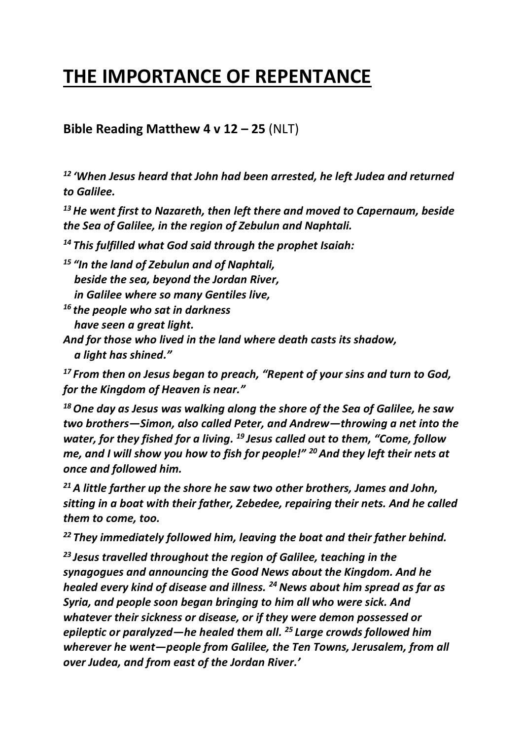# THE IMPORTANCE OF REPENTANCE

**Bible Reading Matthew 4 v 12 – 25** (NLT)

***[12] 'When Jesus heard that John had been arrested, he left Judea and returned to Galilee.***

***[13] He went first to Nazareth, then left there and moved to Capernaum, beside the Sea of Galilee, in the region of Zebulun and Naphtali.***

***[14] This fulfilled what God said through the prophet Isaiah:***

***[15] "In the land of Zebulun and of Naphtali,***
***beside the sea, beyond the Jordan River,***
***in Galilee where so many Gentiles live,***
***[16] the people who sat in darkness***
***have seen a great light.***
***And for those who lived in the land where death casts its shadow,***
***a light has shined."***

***[17] From then on Jesus began to preach, "Repent of your sins and turn to God, for the Kingdom of Heaven is near."***

***[18] One day as Jesus was walking along the shore of the Sea of Galilee, he saw two brothers—Simon, also called Peter, and Andrew—throwing a net into the water, for they fished for a living. [19] Jesus called out to them, "Come, follow me, and I will show you how to fish for people!" [20] And they left their nets at once and followed him.***

***[21] A little farther up the shore he saw two other brothers, James and John, sitting in a boat with their father, Zebedee, repairing their nets. And he called them to come, too.***

***[22] They immediately followed him, leaving the boat and their father behind.***

***[23] Jesus travelled throughout the region of Galilee, teaching in the synagogues and announcing the Good News about the Kingdom. And he healed every kind of disease and illness. [24] News about him spread as far as Syria, and people soon began bringing to him all who were sick. And whatever their sickness or disease, or if they were demon possessed or epileptic or paralyzed—he healed them all. [25] Large crowds followed him wherever he went—people from Galilee, the Ten Towns, Jerusalem, from all over Judea, and from east of the Jordan River.'***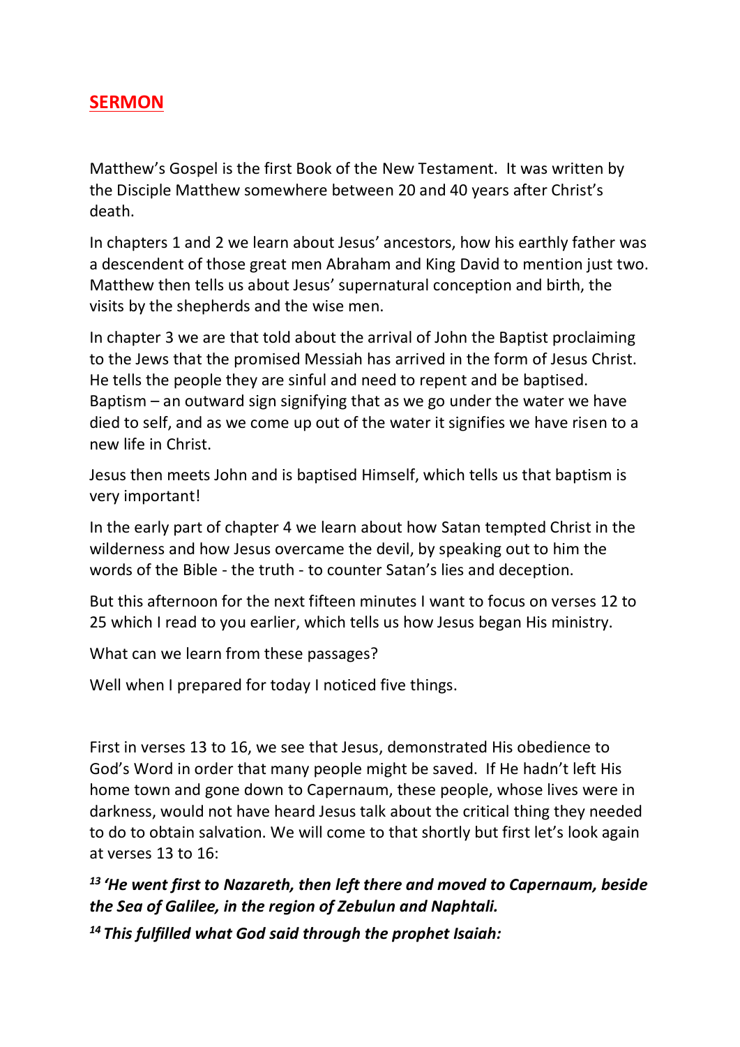## **SERMON**

Matthew's Gospel is the first Book of the New Testament. It was written by the Disciple Matthew somewhere between 20 and 40 years after Christ's death.

In chapters 1 and 2 we learn about Jesus' ancestors, how his earthly father was a descendent of those great men Abraham and King David to mention just two. Matthew then tells us about Jesus' supernatural conception and birth, the visits by the shepherds and the wise men.

In chapter 3 we are that told about the arrival of John the Baptist proclaiming to the Jews that the promised Messiah has arrived in the form of Jesus Christ. He tells the people they are sinful and need to repent and be baptised. Baptism – an outward sign signifying that as we go under the water we have died to self, and as we come up out of the water it signifies we have risen to a new life in Christ.

Jesus then meets John and is baptised Himself, which tells us that baptism is very important!

In the early part of chapter 4 we learn about how Satan tempted Christ in the wilderness and how Jesus overcame the devil, by speaking out to him the words of the Bible - the truth - to counter Satan's lies and deception.

But this afternoon for the next fifteen minutes I want to focus on verses 12 to 25 which I read to you earlier, which tells us how Jesus began His ministry.

What can we learn from these passages?

Well when I prepared for today I noticed five things.

First in verses 13 to 16, we see that Jesus, demonstrated His obedience to God's Word in order that many people might be saved. If He hadn't left His home town and gone down to Capernaum, these people, whose lives were in darkness, would not have heard Jesus talk about the critical thing they needed to do to obtain salvation. We will come to that shortly but first let's look again at verses 13 to 16:

***[13] 'He went first to Nazareth, then left there and moved to Capernaum, beside the Sea of Galilee, in the region of Zebulun and Naphtali.***

***[14] This fulfilled what God said through the prophet Isaiah:***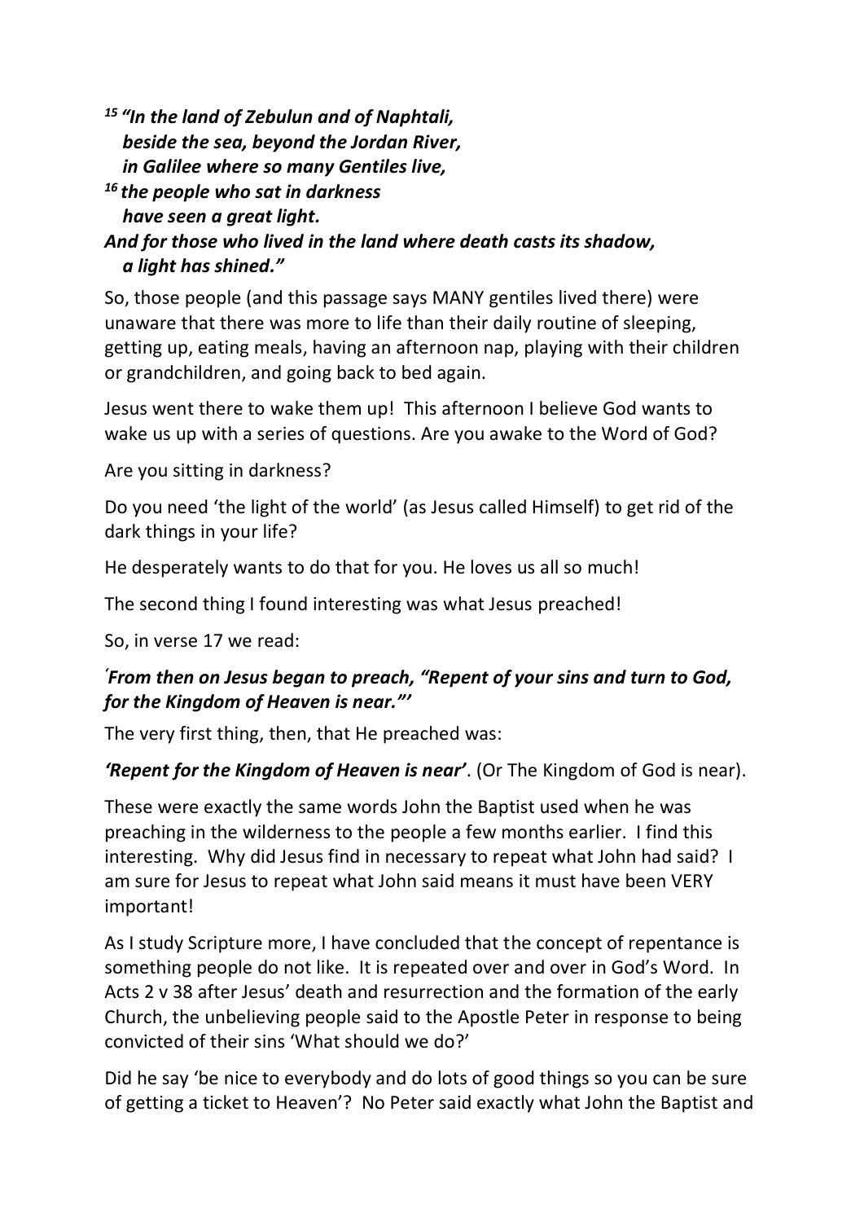***[15] "In the land of Zebulun and of Naphtali,***
***beside the sea, beyond the Jordan River,***
***in Galilee where so many Gentiles live,***
***[16] the people who sat in darkness***
***have seen a great light.***
***And for those who lived in the land where death casts its shadow,***
***a light has shined."***

So, those people (and this passage says MANY gentiles lived there) were unaware that there was more to life than their daily routine of sleeping, getting up, eating meals, having an afternoon nap, playing with their children or grandchildren, and going back to bed again.

Jesus went there to wake them up! This afternoon I believe God wants to wake us up with a series of questions. Are you awake to the Word of God?

Are you sitting in darkness?

Do you need 'the light of the world' (as Jesus called Himself) to get rid of the dark things in your life?

He desperately wants to do that for you. He loves us all so much!

The second thing I found interesting was what Jesus preached!

So, in verse 17 we read:

***ʹFrom then on Jesus began to preach, "Repent of your sins and turn to God, for the Kingdom of Heaven is near."'***

The very first thing, then, that He preached was:

***'Repent for the Kingdom of Heaven is near'***. (Or The Kingdom of God is near).

These were exactly the same words John the Baptist used when he was preaching in the wilderness to the people a few months earlier. I find this interesting. Why did Jesus find in necessary to repeat what John had said? I am sure for Jesus to repeat what John said means it must have been VERY important!

As I study Scripture more, I have concluded that the concept of repentance is something people do not like. It is repeated over and over in God's Word. In Acts 2 v 38 after Jesus' death and resurrection and the formation of the early Church, the unbelieving people said to the Apostle Peter in response to being convicted of their sins 'What should we do?'

Did he say 'be nice to everybody and do lots of good things so you can be sure of getting a ticket to Heaven'? No Peter said exactly what John the Baptist and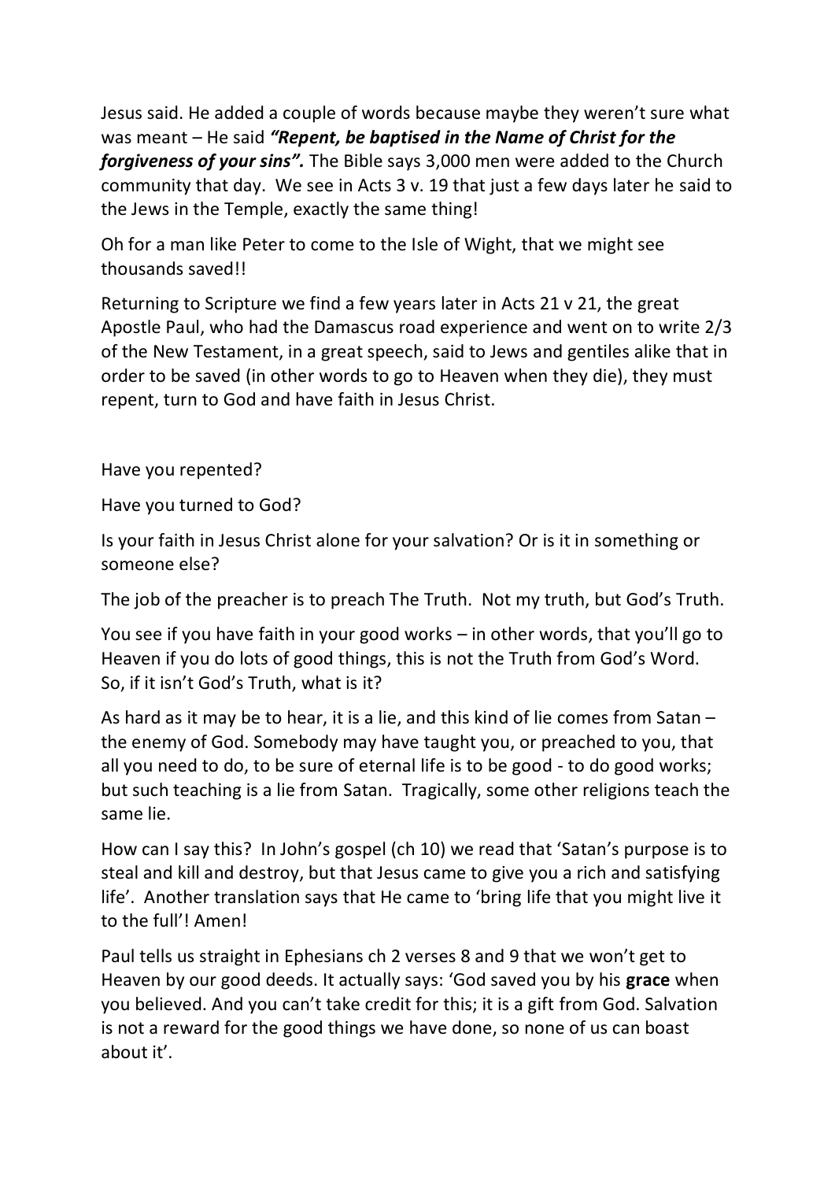Jesus said. He added a couple of words because maybe they weren't sure what was meant – He said ***"Repent, be baptised in the Name of Christ for the forgiveness of your sins".*** The Bible says 3,000 men were added to the Church community that day. We see in Acts 3 v. 19 that just a few days later he said to the Jews in the Temple, exactly the same thing!

Oh for a man like Peter to come to the Isle of Wight, that we might see thousands saved!!

Returning to Scripture we find a few years later in Acts 21 v 21, the great Apostle Paul, who had the Damascus road experience and went on to write 2/3 of the New Testament, in a great speech, said to Jews and gentiles alike that in order to be saved (in other words to go to Heaven when they die), they must repent, turn to God and have faith in Jesus Christ.

Have you repented?

Have you turned to God?

Is your faith in Jesus Christ alone for your salvation? Or is it in something or someone else?

The job of the preacher is to preach The Truth. Not my truth, but God's Truth.

You see if you have faith in your good works – in other words, that you'll go to Heaven if you do lots of good things, this is not the Truth from God's Word. So, if it isn't God's Truth, what is it?

As hard as it may be to hear, it is a lie, and this kind of lie comes from Satan – the enemy of God. Somebody may have taught you, or preached to you, that all you need to do, to be sure of eternal life is to be good - to do good works; but such teaching is a lie from Satan. Tragically, some other religions teach the same lie.

How can I say this? In John's gospel (ch 10) we read that 'Satan's purpose is to steal and kill and destroy, but that Jesus came to give you a rich and satisfying life'. Another translation says that He came to 'bring life that you might live it to the full'! Amen!

Paul tells us straight in Ephesians ch 2 verses 8 and 9 that we won't get to Heaven by our good deeds. It actually says: 'God saved you by his **grace** when you believed. And you can't take credit for this; it is a gift from God. Salvation is not a reward for the good things we have done, so none of us can boast about it'.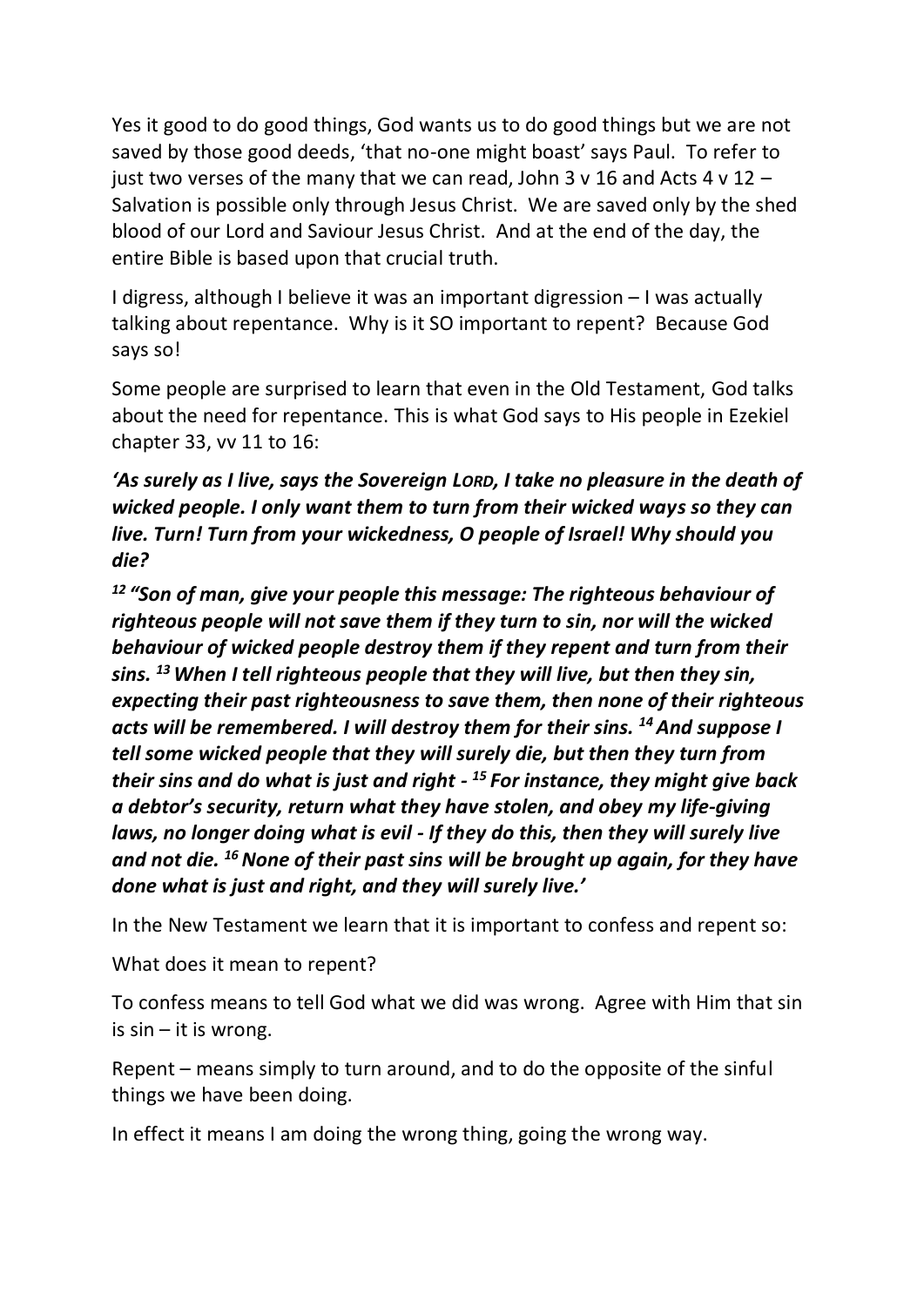Yes it good to do good things, God wants us to do good things but we are not saved by those good deeds, 'that no-one might boast' says Paul. To refer to just two verses of the many that we can read, John 3 v 16 and Acts 4 v 12 – Salvation is possible only through Jesus Christ. We are saved only by the shed blood of our Lord and Saviour Jesus Christ. And at the end of the day, the entire Bible is based upon that crucial truth.

I digress, although I believe it was an important digression – I was actually talking about repentance. Why is it SO important to repent? Because God says so!

Some people are surprised to learn that even in the Old Testament, God talks about the need for repentance. This is what God says to His people in Ezekiel chapter 33, vv 11 to 16:

***'As surely as I live, says the Sovereign LORD, I take no pleasure in the death of wicked people. I only want them to turn from their wicked ways so they can live. Turn! Turn from your wickedness, O people of Israel! Why should you die?***

***[12] "Son of man, give your people this message: The righteous behaviour of righteous people will not save them if they turn to sin, nor will the wicked behaviour of wicked people destroy them if they repent and turn from their sins. [13] When I tell righteous people that they will live, but then they sin, expecting their past righteousness to save them, then none of their righteous acts will be remembered. I will destroy them for their sins. [14] And suppose I tell some wicked people that they will surely die, but then they turn from their sins and do what is just and right - [15] For instance, they might give back a debtor's security, return what they have stolen, and obey my life-giving laws, no longer doing what is evil - If they do this, then they will surely live and not die. [16] None of their past sins will be brought up again, for they have done what is just and right, and they will surely live.'***

In the New Testament we learn that it is important to confess and repent so:

What does it mean to repent?

To confess means to tell God what we did was wrong. Agree with Him that sin is sin – it is wrong.

Repent – means simply to turn around, and to do the opposite of the sinful things we have been doing.

In effect it means I am doing the wrong thing, going the wrong way.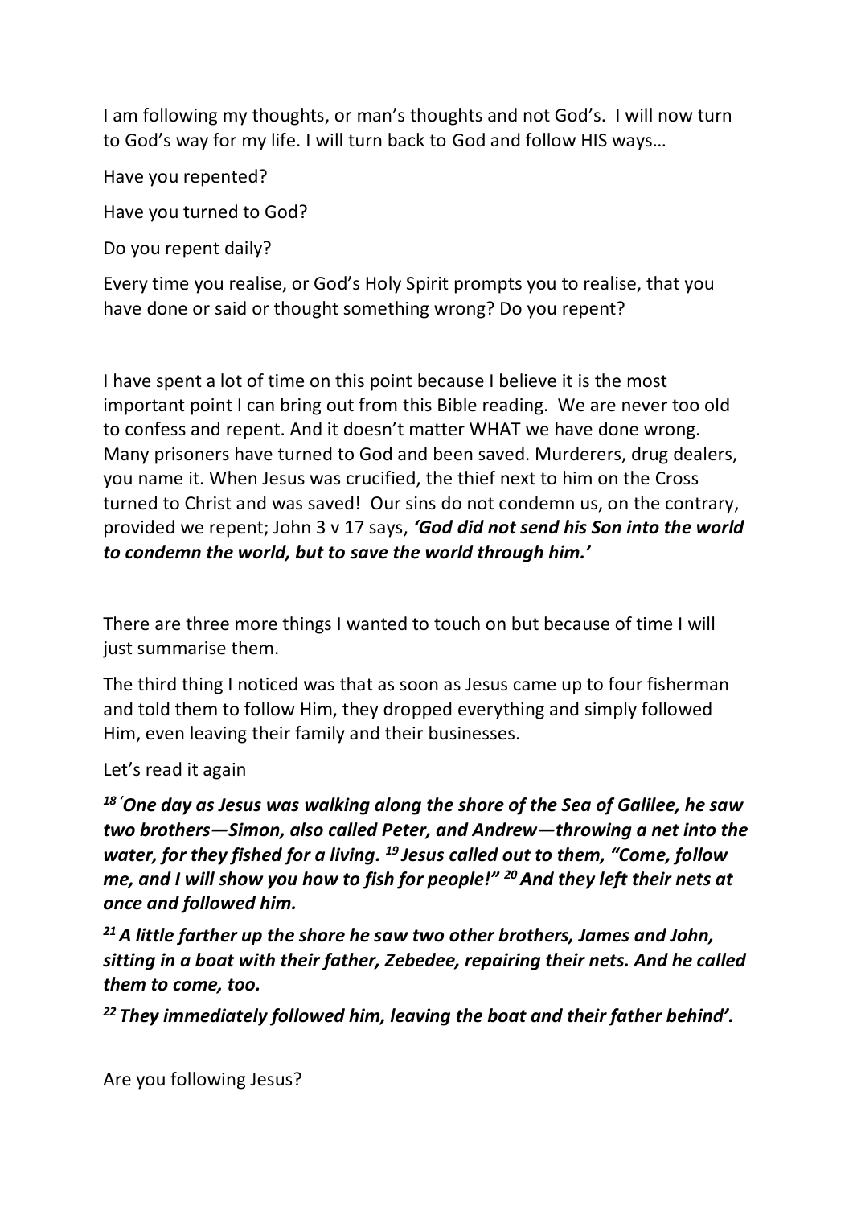I am following my thoughts, or man's thoughts and not God's. I will now turn to God's way for my life. I will turn back to God and follow HIS ways…

Have you repented?

Have you turned to God?

Do you repent daily?

Every time you realise, or God's Holy Spirit prompts you to realise, that you have done or said or thought something wrong? Do you repent?

I have spent a lot of time on this point because I believe it is the most important point I can bring out from this Bible reading. We are never too old to confess and repent. And it doesn't matter WHAT we have done wrong. Many prisoners have turned to God and been saved. Murderers, drug dealers, you name it. When Jesus was crucified, the thief next to him on the Cross turned to Christ and was saved! Our sins do not condemn us, on the contrary, provided we repent; John 3 v 17 says, ***'God did not send his Son into the world to condemn the world, but to save the world through him.'***

There are three more things I wanted to touch on but because of time I will just summarise them.

The third thing I noticed was that as soon as Jesus came up to four fisherman and told them to follow Him, they dropped everything and simply followed Him, even leaving their family and their businesses.

Let's read it again

***18 'One day as Jesus was walking along the shore of the Sea of Galilee, he saw two brothers—Simon, also called Peter, and Andrew—throwing a net into the water, for they fished for a living. 19 Jesus called out to them, "Come, follow me, and I will show you how to fish for people!" 20 And they left their nets at once and followed him.***

***21 A little farther up the shore he saw two other brothers, James and John, sitting in a boat with their father, Zebedee, repairing their nets. And he called them to come, too.***

***22 They immediately followed him, leaving the boat and their father behind'.***

Are you following Jesus?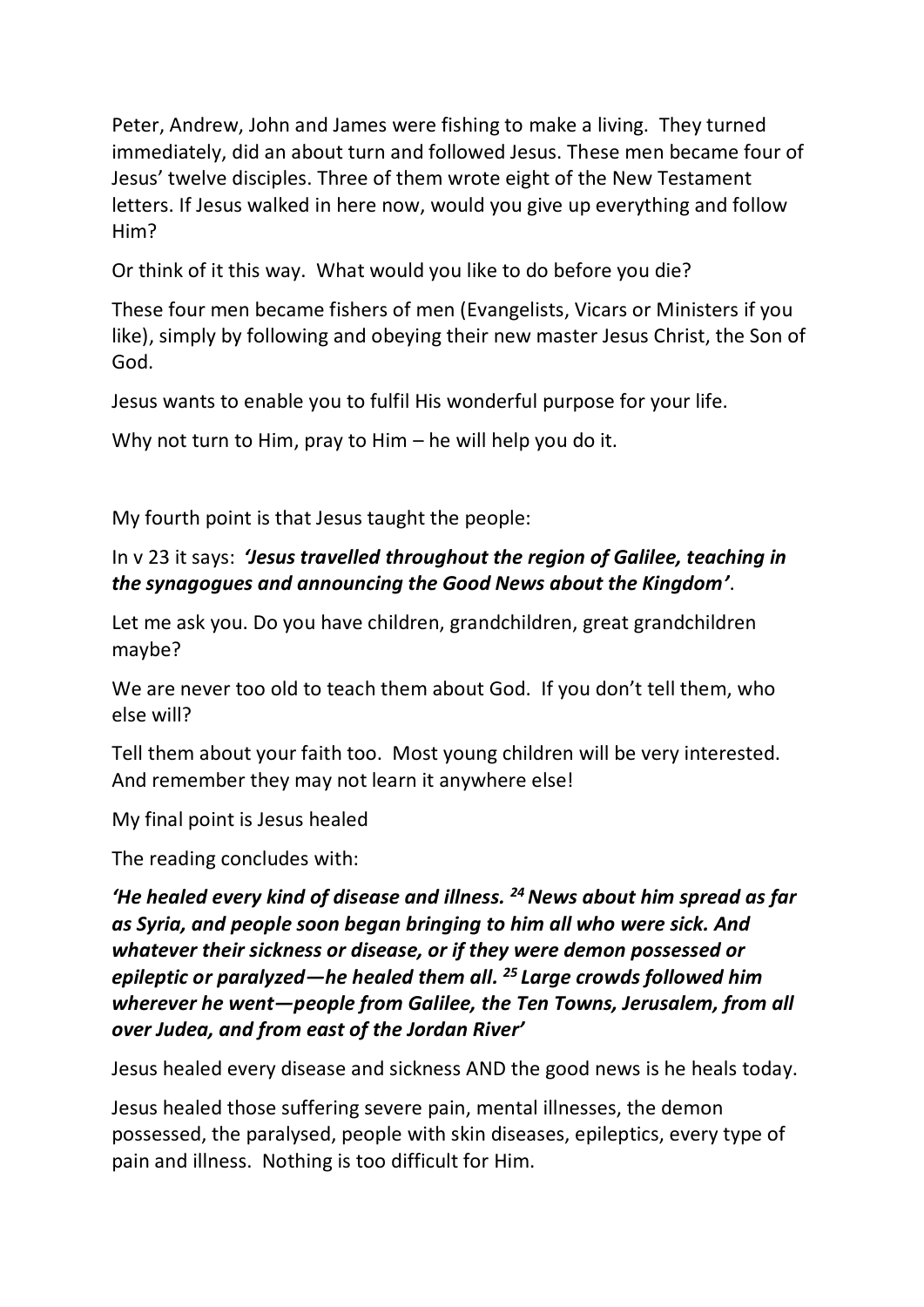Peter, Andrew, John and James were fishing to make a living. They turned immediately, did an about turn and followed Jesus. These men became four of Jesus' twelve disciples. Three of them wrote eight of the New Testament letters. If Jesus walked in here now, would you give up everything and follow Him?

Or think of it this way. What would you like to do before you die?

These four men became fishers of men (Evangelists, Vicars or Ministers if you like), simply by following and obeying their new master Jesus Christ, the Son of God.

Jesus wants to enable you to fulfil His wonderful purpose for your life.

Why not turn to Him, pray to Him – he will help you do it.

My fourth point is that Jesus taught the people:

In v 23 it says: ***'Jesus travelled throughout the region of Galilee, teaching in the synagogues and announcing the Good News about the Kingdom'***.

Let me ask you. Do you have children, grandchildren, great grandchildren maybe?

We are never too old to teach them about God. If you don't tell them, who else will?

Tell them about your faith too. Most young children will be very interested. And remember they may not learn it anywhere else!

My final point is Jesus healed

The reading concludes with:

***'He healed every kind of disease and illness. [24] News about him spread as far as Syria, and people soon began bringing to him all who were sick. And whatever their sickness or disease, or if they were demon possessed or epileptic or paralyzed—he healed them all. [25] Large crowds followed him wherever he went—people from Galilee, the Ten Towns, Jerusalem, from all over Judea, and from east of the Jordan River'***

Jesus healed every disease and sickness AND the good news is he heals today.

Jesus healed those suffering severe pain, mental illnesses, the demon possessed, the paralysed, people with skin diseases, epileptics, every type of pain and illness. Nothing is too difficult for Him.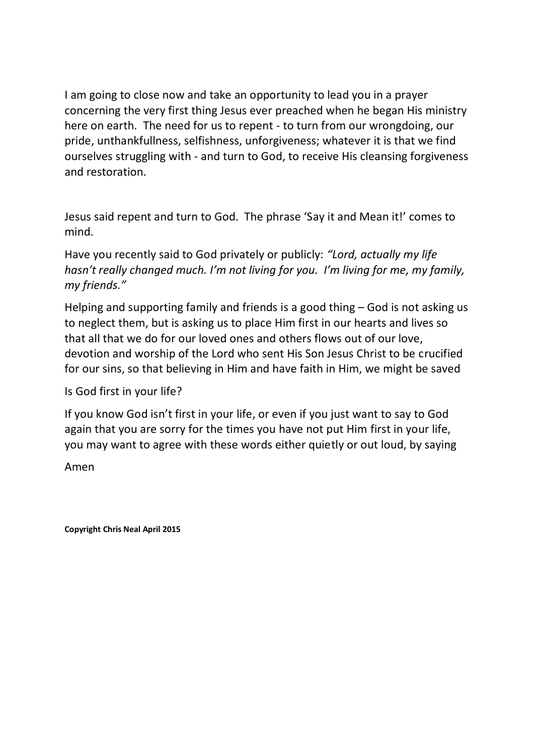I am going to close now and take an opportunity to lead you in a prayer concerning the very first thing Jesus ever preached when he began His ministry here on earth. The need for us to repent - to turn from our wrongdoing, our pride, unthankfullness, selfishness, unforgiveness; whatever it is that we find ourselves struggling with - and turn to God, to receive His cleansing forgiveness and restoration.

Jesus said repent and turn to God. The phrase 'Say it and Mean it!' comes to mind.

Have you recently said to God privately or publicly: *"Lord, actually my life hasn't really changed much. I'm not living for you. I'm living for me, my family, my friends."*

Helping and supporting family and friends is a good thing – God is not asking us to neglect them, but is asking us to place Him first in our hearts and lives so that all that we do for our loved ones and others flows out of our love, devotion and worship of the Lord who sent His Son Jesus Christ to be crucified for our sins, so that believing in Him and have faith in Him, we might be saved

Is God first in your life?

If you know God isn't first in your life, or even if you just want to say to God again that you are sorry for the times you have not put Him first in your life, you may want to agree with these words either quietly or out loud, by saying

Amen

**Copyright Chris Neal April 2015**